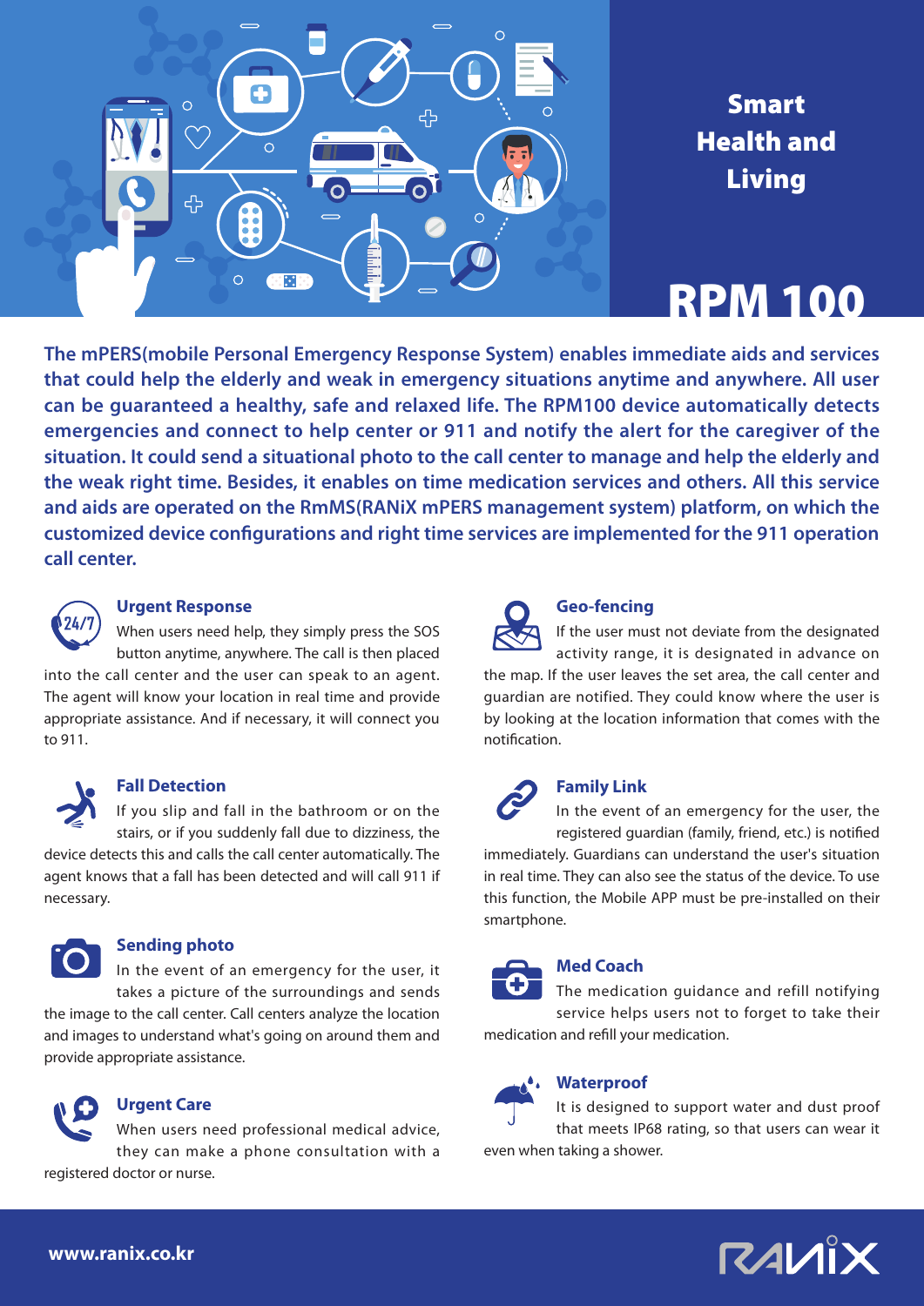# Smart Health and Living

# RPM 100

**The mPERS(mobile Personal Emergency Response System) enables immediate aids and services that could help the elderly and weak in emergency situations anytime and anywhere. All user can be guaranteed a healthy, safe and relaxed life. The RPM100 device automatically detects emergencies and connect to help center or 911 and notify the alert for the caregiver of the situation. It could send a situational photo to the call center to manage and help the elderly and the weak right time. Besides, it enables on time medication services and others. All this service and aids are operated on the RmMS(RANiX mPERS management system) platform, on which the customized device configurations and right time services are implemented for the 911 operation call center.**

### Urgent Response

When users need help, they simply press the SOS button anytime, anywhere. The call is then placed into the call center and the user can speak to an agent. The agent will know your location in real time and provide appropriate assistance. And if necessary, it will connect you to 911.

### Fall Detection

If you slip and fall in the bathroom or on the stairs, or if you suddenly fall due to dizziness, the device detects this and calls the call center automatically. The agent knows that a fall has been detected and will call 911 if necessary.

### Sending photo

In the event of an emergency for the user, it takes a picture of the surroundings and sends the image to the call center. Call centers analyze the location and images to understand what's going on around them and provide appropriate assistance.

### Urgent Care

When users need professional medical advice, they can make a phone consultation with a registered doctor or nurse.

### Geo-fencing

If the user must not deviate from the designated activity range, it is designated in advance on the map. If the user leaves the set area, the call center and guardian are notified. They could know where the user is by looking at the location information that comes with the notification.

### Family Link

In the event of an emergency for the user, the registered guardian (family, friend, etc.) is notified immediately. Guardians can understand the user's situation in real time. They can also see the status of the device. To use this function, the Mobile APP must be pre-installed on their smartphone.

### Med Coach

The medication guidance and refill notifying service helps users not to forget to take their medication and refill your medication.

### Waterproof

It is designed to support water and dust proof that meets IP68 rating, so that users can wear it even when taking a shower.

www.ranix.co.kr

RANiX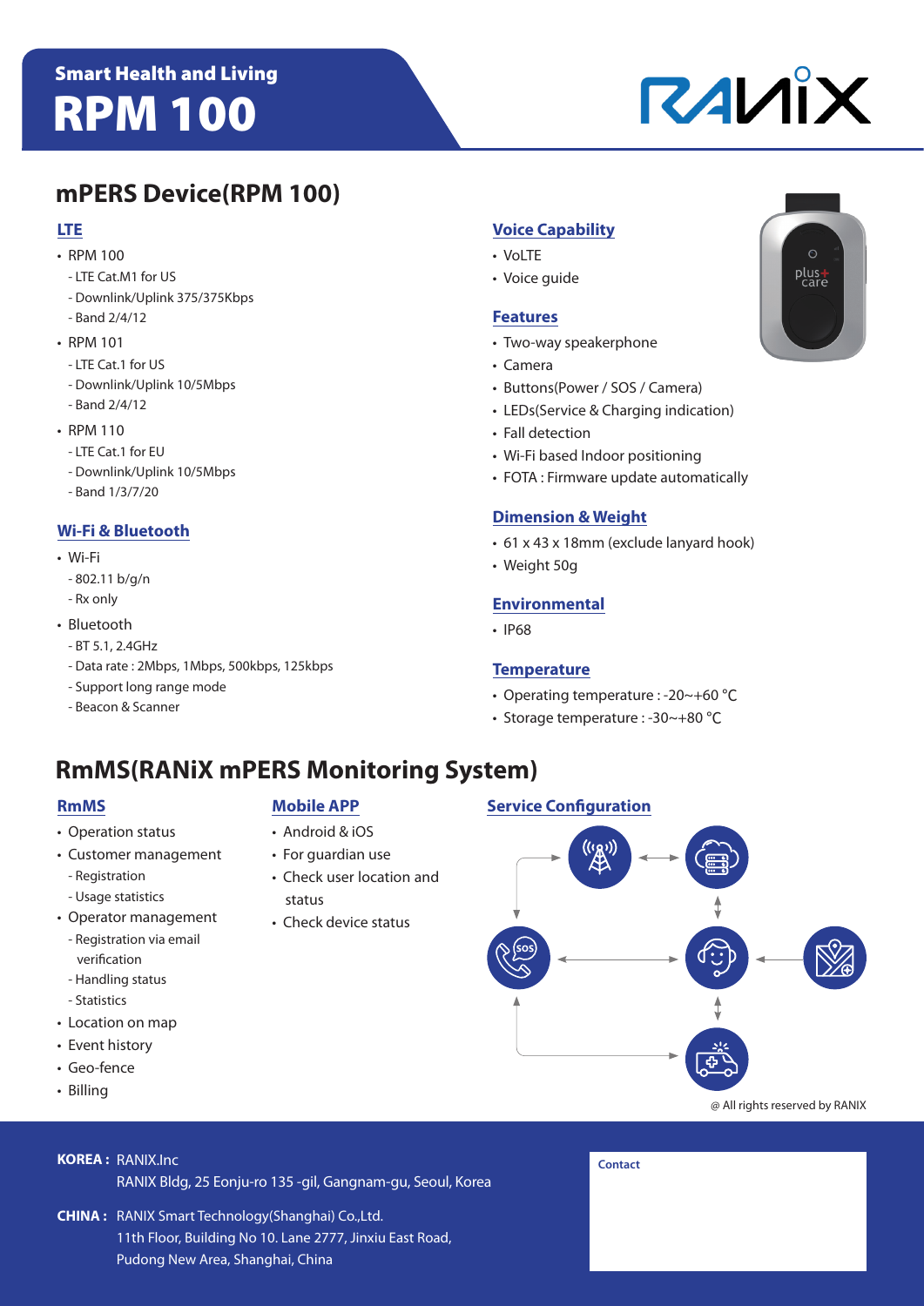Smart Health and Living

# RPM 100

RANiX

## mPERS Device(RPM 100)

### LTE

- RPM 100
  - LTE Cat.M1 for US
  - Downlink/Uplink 375/375Kbps
  - Band 2/4/12
- RPM 101
  - LTE Cat.1 for US
  - Downlink/Uplink 10/5Mbps
  - Band 2/4/12
- RPM 110
  - LTE Cat.1 for EU
  - Downlink/Uplink 10/5Mbps
  - Band 1/3/7/20

### Wi-Fi & Bluetooth

- Wi-Fi
  - 802.11 b/g/n
  - Rx only
- Bluetooth
  - BT 5.1, 2.4GHz
  - Data rate : 2Mbps, 1Mbps, 500kbps, 125kbps
  - Support long range mode
  - Beacon & Scanner

### Voice Capability

- VoLTE
- Voice guide

### Features

- Two-way speakerphone
- Camera
- Buttons(Power / SOS / Camera)
- LEDs(Service & Charging indication)
- Fall detection
- Wi-Fi based Indoor positioning
- FOTA : Firmware update automatically

### Dimension & Weight

- 61 x 43 x 18mm (exclude lanyard hook)
- Weight 50g

### Environmental

- IP68

### Temperature

- Operating temperature : -20~+60 °C
- Storage temperature : -30~+80 °C

## RmMS(RANiX mPERS Monitoring System)

### RmMS

- Operation status
- Customer management
  - Registration
  - Usage statistics
- Operator management
  - Registration via email verification
  - Handling status
  - Statistics
- Location on map
- Event history
- Geo-fence
- Billing

### Mobile APP

- Android & iOS
- For guardian use
- Check user location and status
- Check device status

### Service Configuration

@ All rights reserved by RANIX

**KOREA :** RANIX.Inc
RANIX Bldg, 25 Eonju-ro 135 -gil, Gangnam-gu, Seoul, Korea

**CHINA :** RANIX Smart Technology(Shanghai) Co.,Ltd.
11th Floor, Building No 10. Lane 2777, Jinxiu East Road, Pudong New Area, Shanghai, China

**Contact**